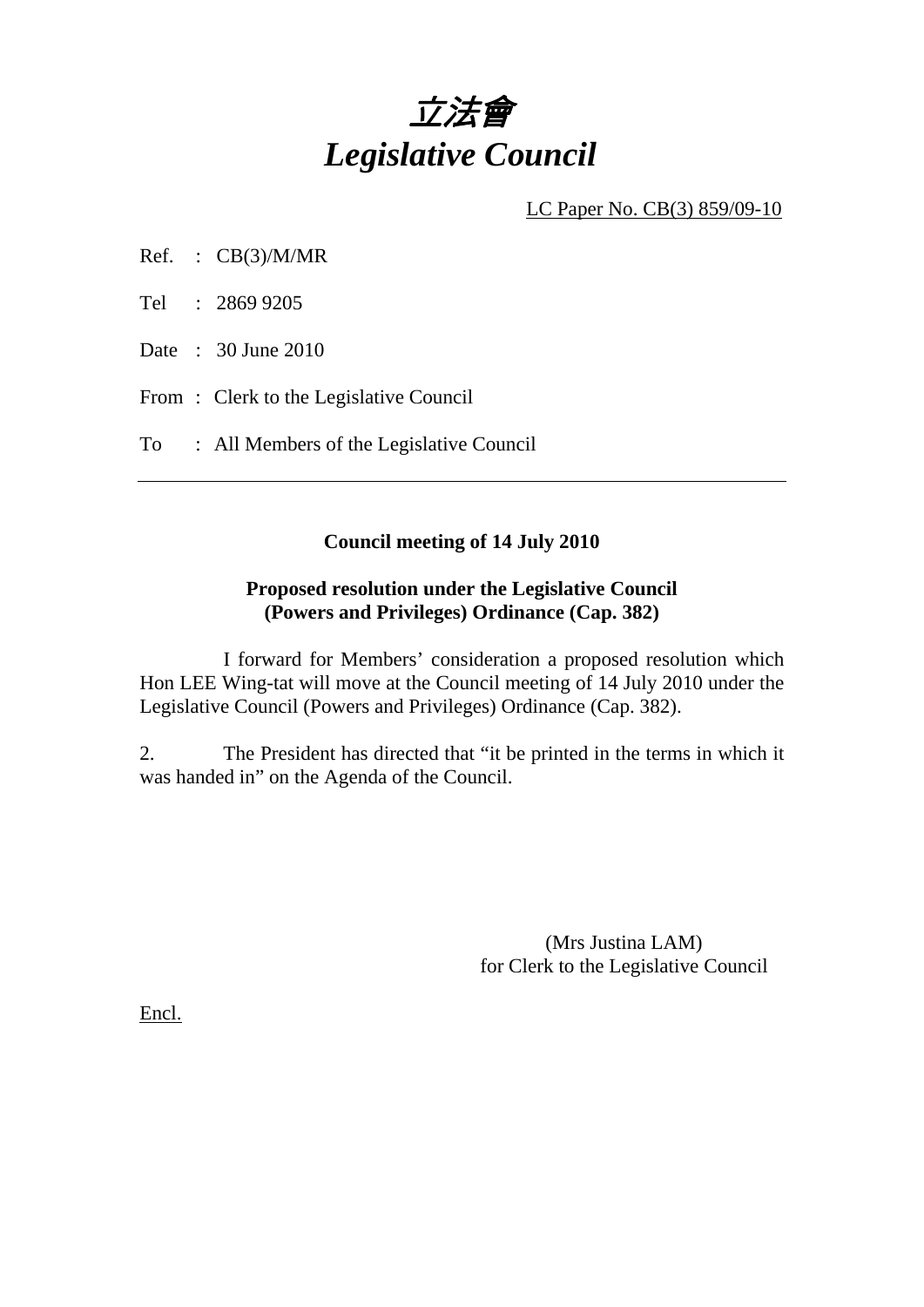# *立法會*
# *Legislative Council*

LC Paper No. CB(3) 859/09-10

Ref. : CB(3)/M/MR

Tel : 2869 9205

Date : 30 June 2010

From : Clerk to the Legislative Council

To : All Members of the Legislative Council

---

**Council meeting of 14 July 2010**

**Proposed resolution under the Legislative Council (Powers and Privileges) Ordinance (Cap. 382)**

I forward for Members' consideration a proposed resolution which Hon LEE Wing-tat will move at the Council meeting of 14 July 2010 under the Legislative Council (Powers and Privileges) Ordinance (Cap. 382).

2. The President has directed that "it be printed in the terms in which it was handed in" on the Agenda of the Council.

(Mrs Justina LAM)
for Clerk to the Legislative Council

Encl.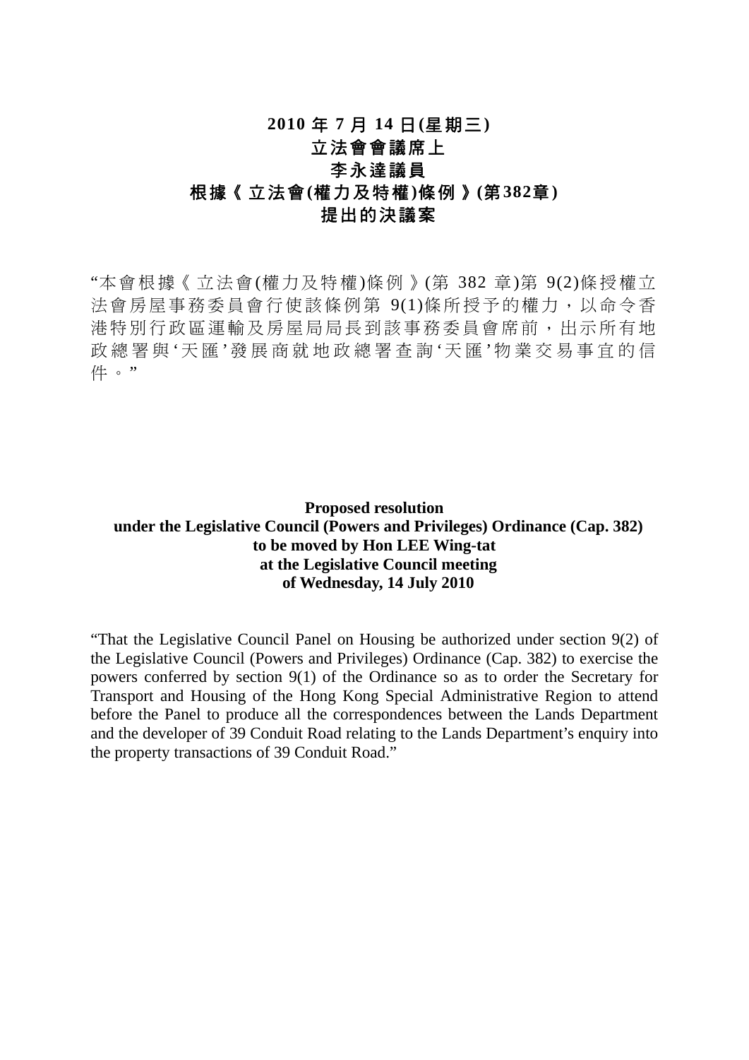**2010 年 7 月 14 日(星期三)**
**立法會會議席上**
**李永達議員**
**根據《立法會(權力及特權)條例》(第382章)**
**提出的決議案**

"本會根據《立法會(權力及特權)條例》(第 382 章)第 9(2)條授權立法會房屋事務委員會行使該條例第 9(1)條所授予的權力，以命令香港特別行政區運輸及房屋局局長到該事務委員會席前，出示所有地政總署與'天匯'發展商就地政總署查詢'天匯'物業交易事宜的信件。"

**Proposed resolution**
**under the Legislative Council (Powers and Privileges) Ordinance (Cap. 382)**
**to be moved by Hon LEE Wing-tat**
**at the Legislative Council meeting**
**of Wednesday, 14 July 2010**

"That the Legislative Council Panel on Housing be authorized under section 9(2) of the Legislative Council (Powers and Privileges) Ordinance (Cap. 382) to exercise the powers conferred by section 9(1) of the Ordinance so as to order the Secretary for Transport and Housing of the Hong Kong Special Administrative Region to attend before the Panel to produce all the correspondences between the Lands Department and the developer of 39 Conduit Road relating to the Lands Department's enquiry into the property transactions of 39 Conduit Road."